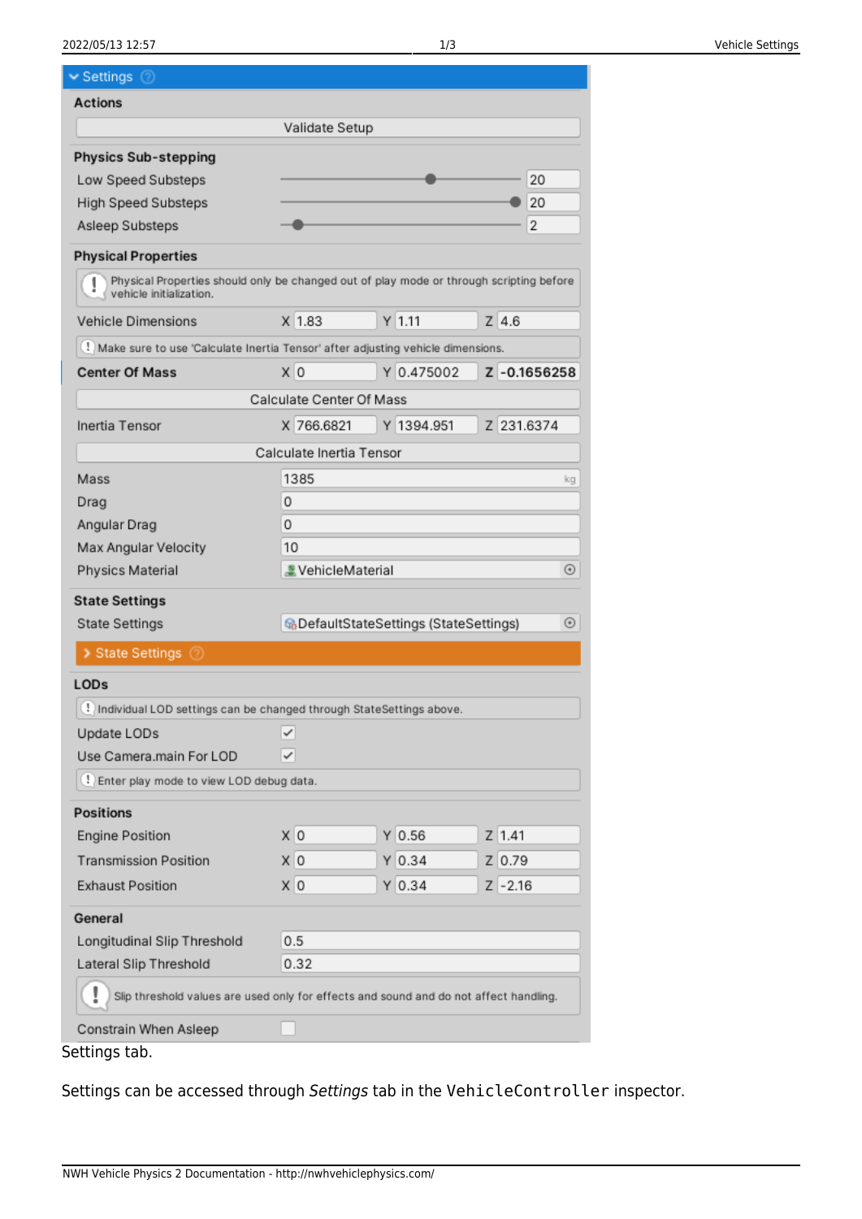Settings
Actions
Validate Setup
Physics Sub-stepping
Low Speed Substeps 20
High Speed Substeps 20
Asleep Substeps 2
Physical Properties
Physical Properties should only be changed out of play mode or through scripting before vehicle initialization.
Vehicle Dimensions X 1.83 Y 1.11 Z 4.6
Make sure to use 'Calculate Inertia Tensor' after adjusting vehicle dimensions.
Center Of Mass X 0 Y 0.475002 Z -0.1656258
Calculate Center Of Mass
Inertia Tensor X 766.6821 Y 1394.951 Z 231.6374
Calculate Inertia Tensor
Mass 1385 kg
Drag 0
Angular Drag 0
Max Angular Velocity 10
Physics Material VehicleMaterial
State Settings
State Settings DefaultStateSettings (StateSettings)
State Settings
LODs
Individual LOD settings can be changed through StateSettings above.
Update LODs
Use Camera.main For LOD
Enter play mode to view LOD debug data.
Positions
Engine Position X 0 Y 0.56 Z 1.41
Transmission Position X 0 Y 0.34 Z 0.79
Exhaust Position X 0 Y 0.34 Z -2.16
General
Longitudinal Slip Threshold 0.5
Lateral Slip Threshold 0.32
Slip threshold values are used only for effects and sound and do not affect handling.
Constrain When Asleep

Settings tab.

Settings can be accessed through *Settings* tab in the `VehicleController` inspector.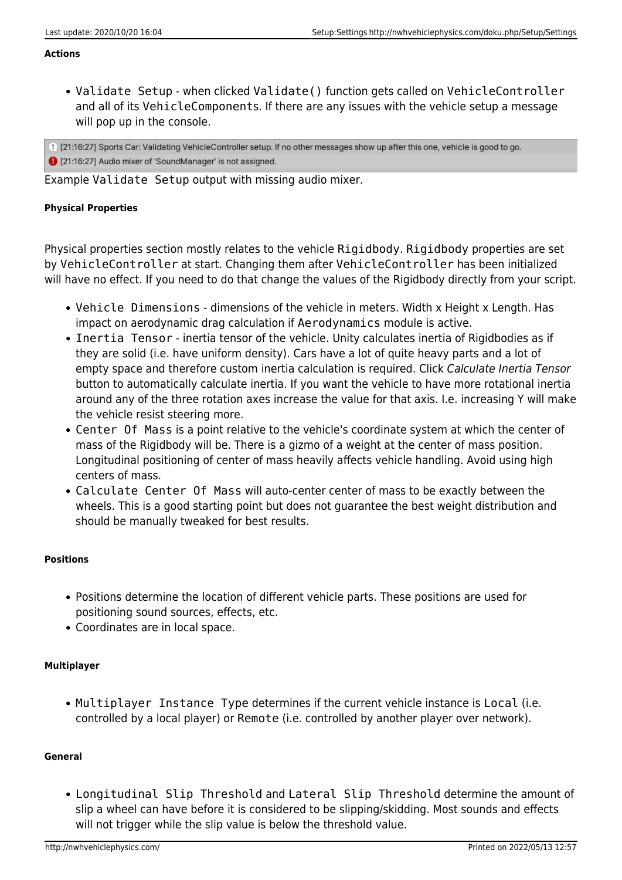#### Actions

- `Validate Setup` - when clicked `Validate()` function gets called on `VehicleController` and all of its `VehicleComponents`. If there are any issues with the vehicle setup a message will pop up in the console.

```
[21:16:27] Sports Car: Validating VehicleController setup. If no other messages show up after this one, vehicle is good to go.
[21:16:27] Audio mixer of 'SoundManager' is not assigned.
```

Example `Validate Setup` output with missing audio mixer.

##### Physical Properties

Physical properties section mostly relates to the vehicle `Rigidbody`. `Rigidbody` properties are set by `VehicleController` at start. Changing them after `VehicleController` has been initialized will have no effect. If you need to do that change the values of the Rigidbody directly from your script.

- `Vehicle Dimensions` - dimensions of the vehicle in meters. Width x Height x Length. Has impact on aerodynamic drag calculation if `Aerodynamics` module is active.
- `Inertia Tensor` - inertia tensor of the vehicle. Unity calculates inertia of Rigidbodies as if they are solid (i.e. have uniform density). Cars have a lot of quite heavy parts and a lot of empty space and therefore custom inertia calculation is required. Click *Calculate Inertia Tensor* button to automatically calculate inertia. If you want the vehicle to have more rotational inertia around any of the three rotation axes increase the value for that axis. I.e. increasing Y will make the vehicle resist steering more.
- `Center Of Mass` is a point relative to the vehicle's coordinate system at which the center of mass of the Rigidbody will be. There is a gizmo of a weight at the center of mass position. Longitudinal positioning of center of mass heavily affects vehicle handling. Avoid using high centers of mass.
- `Calculate Center Of Mass` will auto-center center of mass to be exactly between the wheels. This is a good starting point but does not guarantee the best weight distribution and should be manually tweaked for best results.

##### Positions

- Positions determine the location of different vehicle parts. These positions are used for positioning sound sources, effects, etc.
- Coordinates are in local space.

##### Multiplayer

- `Multiplayer Instance Type` determines if the current vehicle instance is `Local` (i.e. controlled by a local player) or `Remote` (i.e. controlled by another player over network).

##### General

- `Longitudinal Slip Threshold` and `Lateral Slip Threshold` determine the amount of slip a wheel can have before it is considered to be slipping/skidding. Most sounds and effects will not trigger while the slip value is below the threshold value.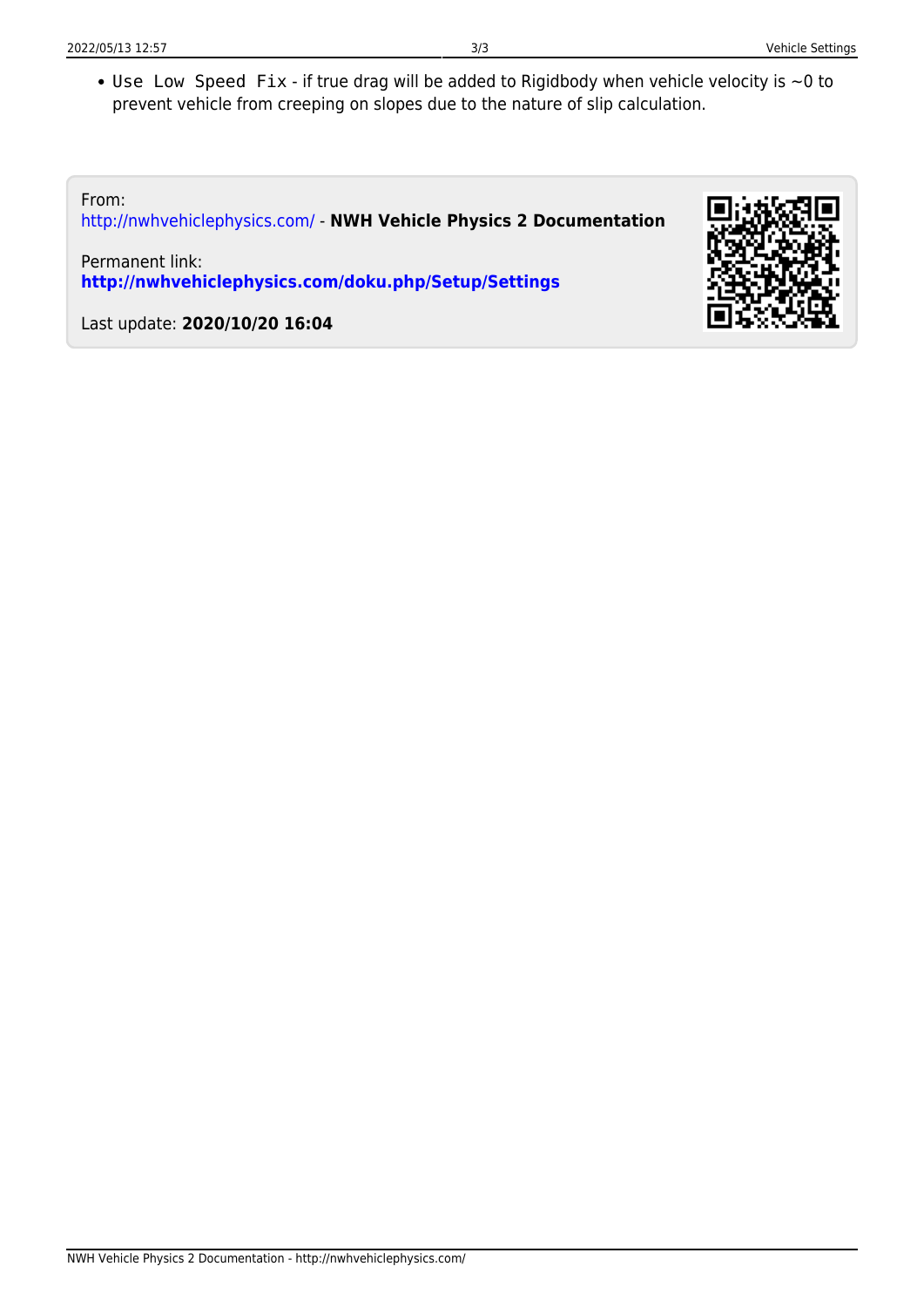- `Use Low Speed Fix` - if true drag will be added to Rigidbody when vehicle velocity is ~0 to prevent vehicle from creeping on slopes due to the nature of slip calculation.

From:
http://nwhvehiclephysics.com/ - **NWH Vehicle Physics 2 Documentation**

Permanent link:
**http://nwhvehiclephysics.com/doku.php/Setup/Settings**

Last update: **2020/10/20 16:04**